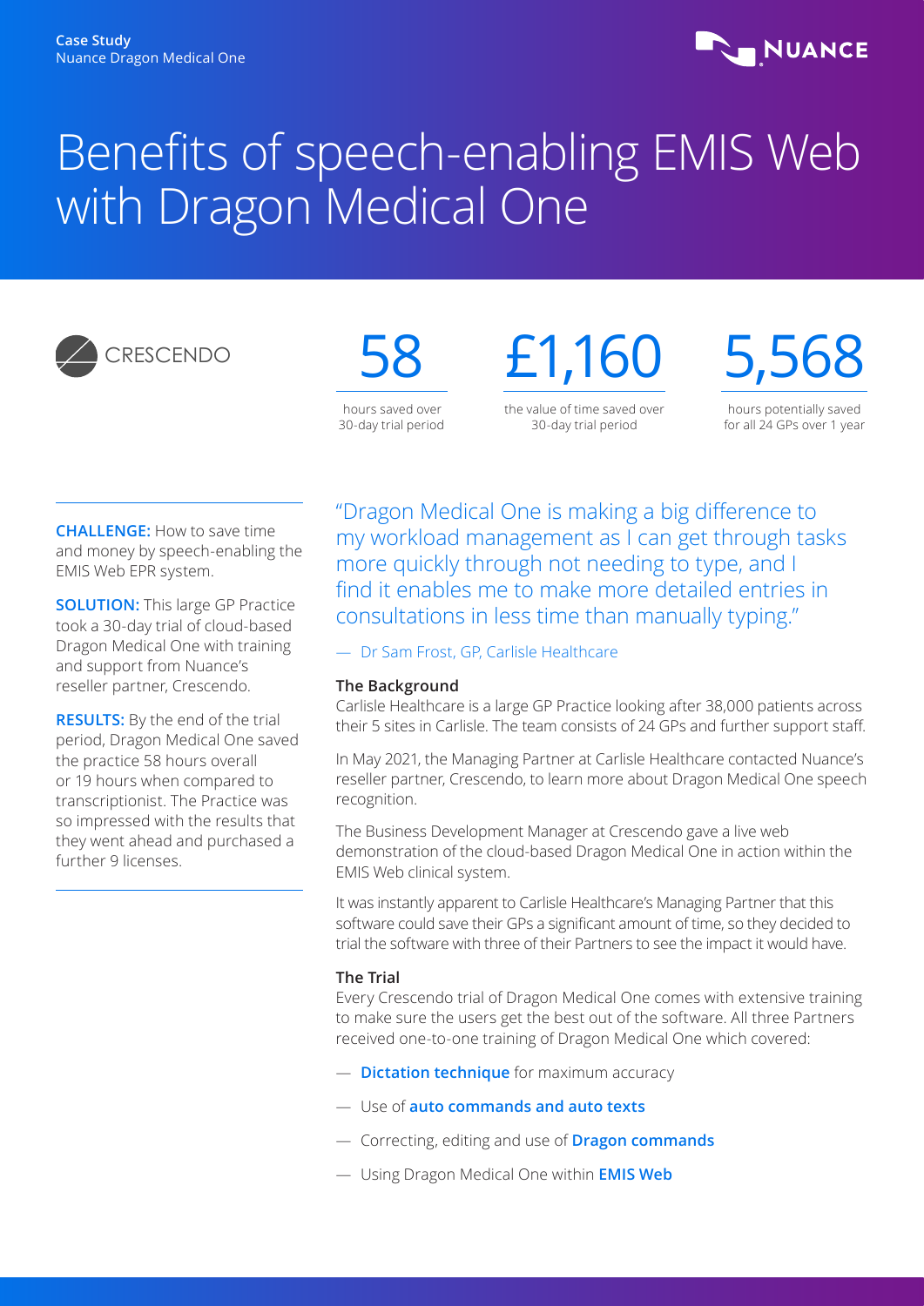Case Study
Nuance Dragon Medical One

NUANCE

# Benefits of speech-enabling EMIS Web with Dragon Medical One

CRESCENDO

**58**
hours saved over 30-day trial period

**£1,160**
the value of time saved over 30-day trial period

**5,568**
hours potentially saved for all 24 GPs over 1 year

**CHALLENGE:** How to save time and money by speech-enabling the EMIS Web EPR system.

**SOLUTION:** This large GP Practice took a 30-day trial of cloud-based Dragon Medical One with training and support from Nuance's reseller partner, Crescendo.

**RESULTS:** By the end of the trial period, Dragon Medical One saved the practice 58 hours overall or 19 hours when compared to transcriptionist. The Practice was so impressed with the results that they went ahead and purchased a further 9 licenses.

> "Dragon Medical One is making a big difference to my workload management as I can get through tasks more quickly through not needing to type, and I find it enables me to make more detailed entries in consultations in less time than manually typing."
>
> — Dr Sam Frost, GP, Carlisle Healthcare

### The Background

Carlisle Healthcare is a large GP Practice looking after 38,000 patients across their 5 sites in Carlisle. The team consists of 24 GPs and further support staff.

In May 2021, the Managing Partner at Carlisle Healthcare contacted Nuance's reseller partner, Crescendo, to learn more about Dragon Medical One speech recognition.

The Business Development Manager at Crescendo gave a live web demonstration of the cloud-based Dragon Medical One in action within the EMIS Web clinical system.

It was instantly apparent to Carlisle Healthcare's Managing Partner that this software could save their GPs a significant amount of time, so they decided to trial the software with three of their Partners to see the impact it would have.

### The Trial

Every Crescendo trial of Dragon Medical One comes with extensive training to make sure the users get the best out of the software. All three Partners received one-to-one training of Dragon Medical One which covered:

- **Dictation technique** for maximum accuracy
- Use of **auto commands and auto texts**
- Correcting, editing and use of **Dragon commands**
- Using Dragon Medical One within **EMIS Web**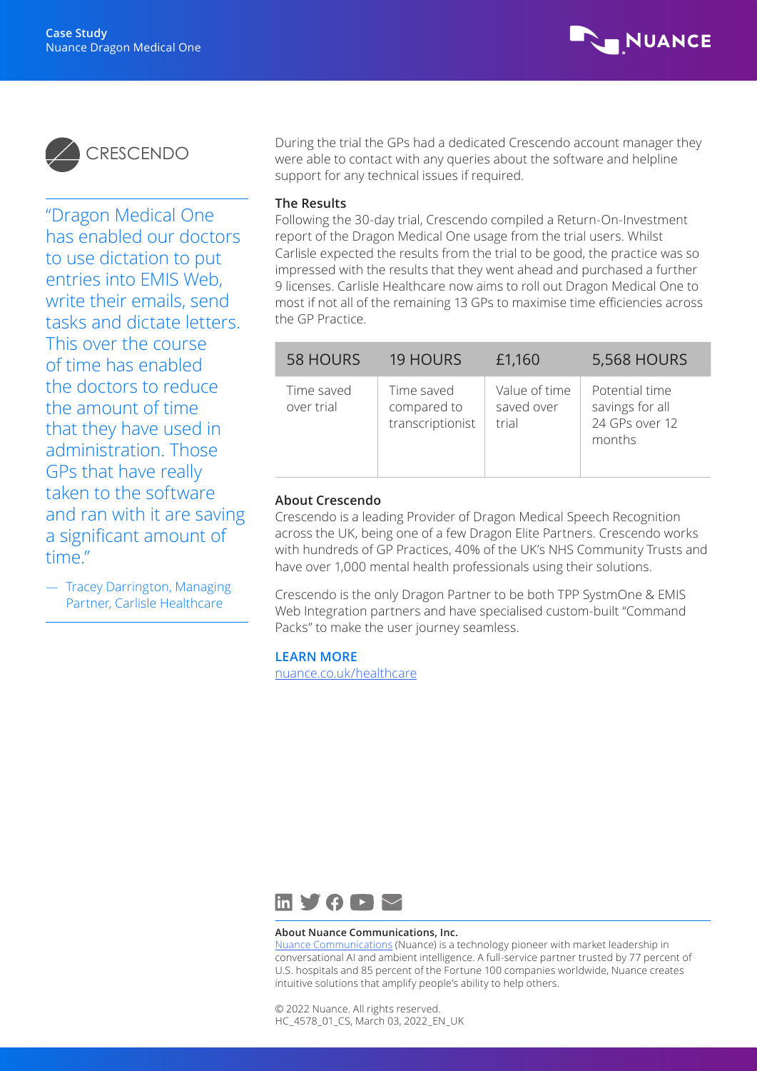CRESCENDO

"Dragon Medical One has enabled our doctors to use dictation to put entries into EMIS Web, write their emails, send tasks and dictate letters. This over the course of time has enabled the doctors to reduce the amount of time that they have used in administration. Those GPs that have really taken to the software and ran with it are saving a significant amount of time."

— Tracey Darrington, Managing Partner, Carlisle Healthcare

During the trial the GPs had a dedicated Crescendo account manager they were able to contact with any queries about the software and helpline support for any technical issues if required.

### The Results

Following the 30-day trial, Crescendo compiled a Return-On-Investment report of the Dragon Medical One usage from the trial users. Whilst Carlisle expected the results from the trial to be good, the practice was so impressed with the results that they went ahead and purchased a further 9 licenses. Carlisle Healthcare now aims to roll out Dragon Medical One to most if not all of the remaining 13 GPs to maximise time efficiencies across the GP Practice.

| 58 HOURS | 19 HOURS | £1,160 | 5,568 HOURS |
|---|---|---|---|
| Time saved over trial | Time saved compared to transcriptionist | Value of time saved over trial | Potential time savings for all 24 GPs over 12 months |

### About Crescendo

Crescendo is a leading Provider of Dragon Medical Speech Recognition across the UK, being one of a few Dragon Elite Partners. Crescendo works with hundreds of GP Practices, 40% of the UK's NHS Community Trusts and have over 1,000 mental health professionals using their solutions.

Crescendo is the only Dragon Partner to be both TPP SystmOne & EMIS Web Integration partners and have specialised custom-built "Command Packs" to make the user journey seamless.

**LEARN MORE**

nuance.co.uk/healthcare

**About Nuance Communications, Inc.**

Nuance Communications (Nuance) is a technology pioneer with market leadership in conversational AI and ambient intelligence. A full-service partner trusted by 77 percent of U.S. hospitals and 85 percent of the Fortune 100 companies worldwide, Nuance creates intuitive solutions that amplify people's ability to help others.

© 2022 Nuance. All rights reserved.
HC_4578_01_CS, March 03, 2022_EN_UK